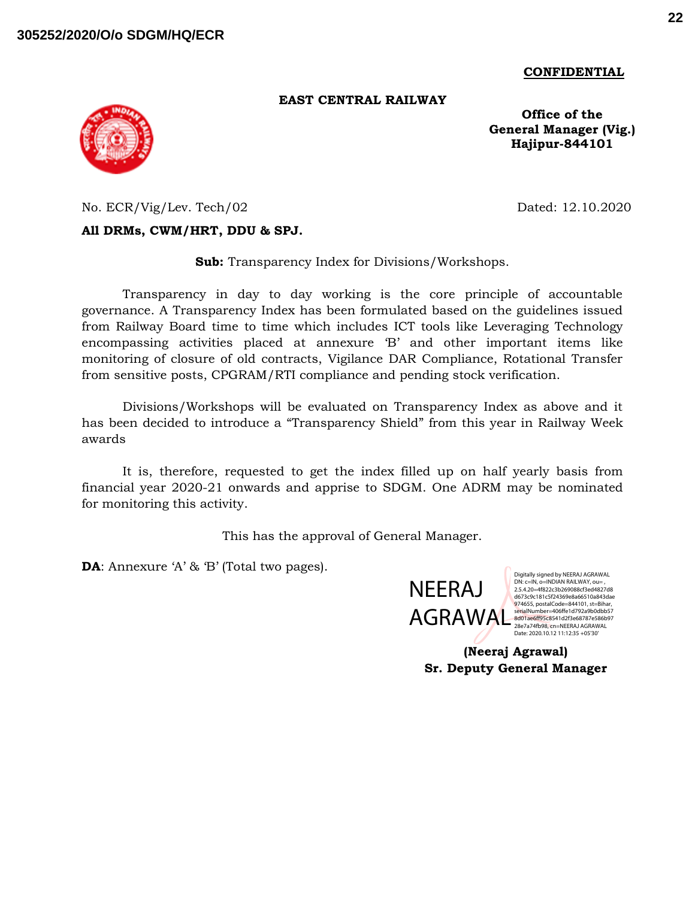305252/2020/O/o SDGM/HQ/ECR

**CONFIDENTIAL**

**EAST CENTRAL RAILWAY**

**Office of the**
**General Manager (Vig.)**
**Hajipur-844101**

No. ECR/Vig/Lev. Tech/02 Dated: 12.10.2020

**All DRMs, CWM/HRT, DDU & SPJ.**

**Sub:** Transparency Index for Divisions/Workshops.

Transparency in day to day working is the core principle of accountable governance. A Transparency Index has been formulated based on the guidelines issued from Railway Board time to time which includes ICT tools like Leveraging Technology encompassing activities placed at annexure 'B' and other important items like monitoring of closure of old contracts, Vigilance DAR Compliance, Rotational Transfer from sensitive posts, CPGRAM/RTI compliance and pending stock verification.

Divisions/Workshops will be evaluated on Transparency Index as above and it has been decided to introduce a "Transparency Shield" from this year in Railway Week awards

It is, therefore, requested to get the index filled up on half yearly basis from financial year 2020-21 onwards and apprise to SDGM. One ADRM may be nominated for monitoring this activity.

This has the approval of General Manager.

**DA**: Annexure 'A' & 'B' (Total two pages).

NEERAJ AGRAWAL

Digitally signed by NEERAJ AGRAWAL
DN: c=IN, o=INDIAN RAILWAY, ou= ,
2.5.4.20=4f822c3b269088cf3ed4827d8d673c9c181c5f24369e8a66510a843dae974655, postalCode=844101, st=Bihar, serialNumber=406ffe1d792a9b0dbb578d01ae6ff95c8541d2f3e68787e586b9728e7a74fb98, cn=NEERAJ AGRAWAL
Date: 2020.10.12 11:12:35 +05'30'

**(Neeraj Agrawal)**
**Sr. Deputy General Manager**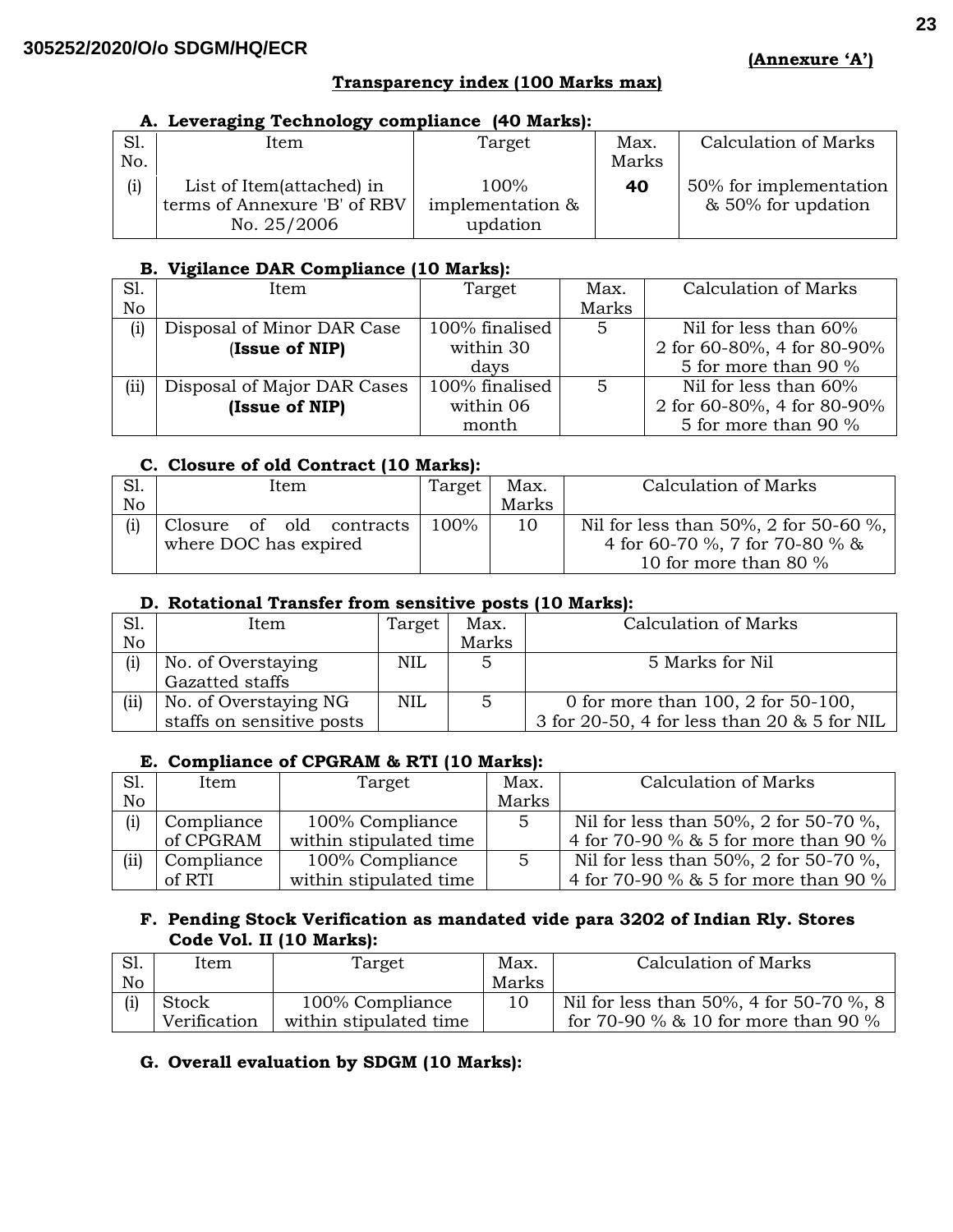(Annexure 'A')

## Transparency index (100 Marks max)

### A. Leveraging Technology compliance (40 Marks):

| Sl. No. | Item | Target | Max. Marks | Calculation of Marks |
|---|---|---|---|---|
| (i) | List of Item(attached) in terms of Annexure 'B' of RBV No. 25/2006 | 100% implementation & updation | **40** | 50% for implementation & 50% for updation |

### B. Vigilance DAR Compliance (10 Marks):

| Sl. No | Item | Target | Max. Marks | Calculation of Marks |
|---|---|---|---|---|
| (i) | Disposal of Minor DAR Case (**Issue of NIP)** | 100% finalised within 30 days | 5 | Nil for less than 60%<br>2 for 60-80%, 4 for 80-90%<br>5 for more than 90 % |
| (ii) | Disposal of Major DAR Cases **(Issue of NIP)** | 100% finalised within 06 month | 5 | Nil for less than 60%<br>2 for 60-80%, 4 for 80-90%<br>5 for more than 90 % |

### C. Closure of old Contract (10 Marks):

| Sl. No | Item | Target | Max. Marks | Calculation of Marks |
|---|---|---|---|---|
| (i) | Closure of old contracts where DOC has expired | 100% | 10 | Nil for less than 50%, 2 for 50-60 %, 4 for 60-70 %, 7 for 70-80 % & 10 for more than 80 % |

### D. Rotational Transfer from sensitive posts (10 Marks):

| Sl. No | Item | Target | Max. Marks | Calculation of Marks |
|---|---|---|---|---|
| (i) | No. of Overstaying Gazatted staffs | NIL | 5 | 5 Marks for Nil |
| (ii) | No. of Overstaying NG staffs on sensitive posts | NIL | 5 | 0 for more than 100, 2 for 50-100, 3 for 20-50, 4 for less than 20 & 5 for NIL |

### E. Compliance of CPGRAM & RTI (10 Marks):

| Sl. No | Item | Target | Max. Marks | Calculation of Marks |
|---|---|---|---|---|
| (i) | Compliance of CPGRAM | 100% Compliance within stipulated time | 5 | Nil for less than 50%, 2 for 50-70 %, 4 for 70-90 % & 5 for more than 90 % |
| (ii) | Compliance of RTI | 100% Compliance within stipulated time | 5 | Nil for less than 50%, 2 for 50-70 %, 4 for 70-90 % & 5 for more than 90 % |

### F. Pending Stock Verification as mandated vide para 3202 of Indian Rly. Stores Code Vol. II (10 Marks):

| Sl. No | Item | Target | Max. Marks | Calculation of Marks |
|---|---|---|---|---|
| (i) | Stock Verification | 100% Compliance within stipulated time | 10 | Nil for less than 50%, 4 for 50-70 %, 8 for 70-90 % & 10 for more than 90 % |

### G. Overall evaluation by SDGM (10 Marks):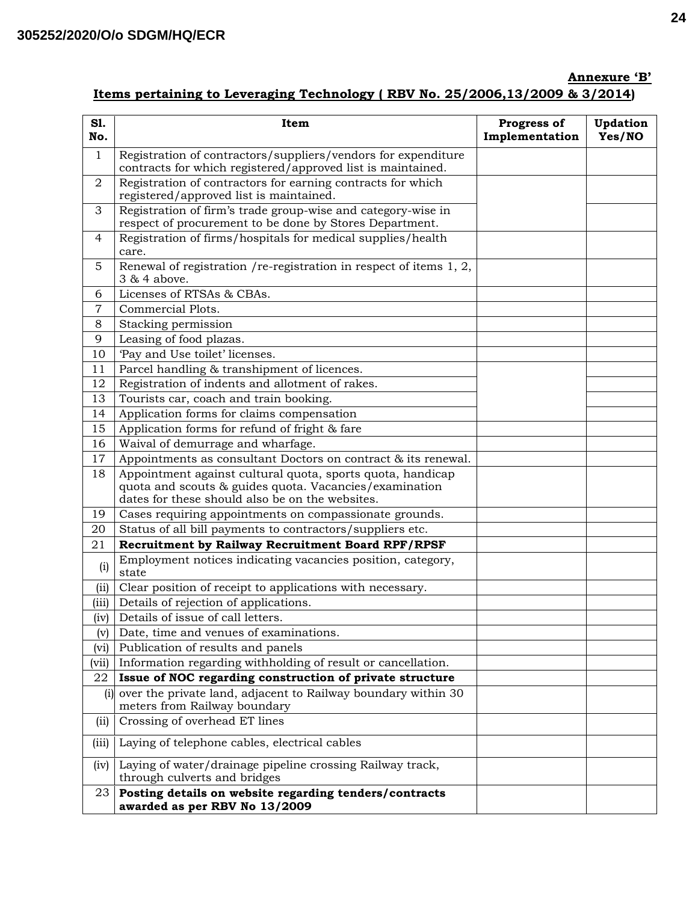**Annexure 'B'**

**Items pertaining to Leveraging Technology ( RBV No. 25/2006,13/2009 & 3/2014)**

| Sl. No. | Item | Progress of Implementation | Updation Yes/NO |
|---|---|---|---|
| 1 | Registration of contractors/suppliers/vendors for expenditure contracts for which registered/approved list is maintained. | | |
| 2 | Registration of contractors for earning contracts for which registered/approved list is maintained. | | |
| 3 | Registration of firm's trade group-wise and category-wise in respect of procurement to be done by Stores Department. | | |
| 4 | Registration of firms/hospitals for medical supplies/health care. | | |
| 5 | Renewal of registration /re-registration in respect of items 1, 2, 3 & 4 above. | | |
| 6 | Licenses of RTSAs & CBAs. | | |
| 7 | Commercial Plots. | | |
| 8 | Stacking permission | | |
| 9 | Leasing of food plazas. | | |
| 10 | 'Pay and Use toilet' licenses. | | |
| 11 | Parcel handling & transhipment of licences. | | |
| 12 | Registration of indents and allotment of rakes. | | |
| 13 | Tourists car, coach and train booking. | | |
| 14 | Application forms for claims compensation | | |
| 15 | Application forms for refund of fright & fare | | |
| 16 | Waival of demurrage and wharfage. | | |
| 17 | Appointments as consultant Doctors on contract & its renewal. | | |
| 18 | Appointment against cultural quota, sports quota, handicap quota and scouts & guides quota. Vacancies/examination dates for these should also be on the websites. | | |
| 19 | Cases requiring appointments on compassionate grounds. | | |
| 20 | Status of all bill payments to contractors/suppliers etc. | | |
| 21 | **Recruitment by Railway Recruitment Board RPF/RPSF** | | |
| (i) | Employment notices indicating vacancies position, category, state | | |
| (ii) | Clear position of receipt to applications with necessary. | | |
| (iii) | Details of rejection of applications. | | |
| (iv) | Details of issue of call letters. | | |
| (v) | Date, time and venues of examinations. | | |
| (vi) | Publication of results and panels | | |
| (vii) | Information regarding withholding of result or cancellation. | | |
| 22 | **Issue of NOC regarding construction of private structure** | | |
| (i) | over the private land, adjacent to Railway boundary within 30 meters from Railway boundary | | |
| (ii) | Crossing of overhead ET lines | | |
| (iii) | Laying of telephone cables, electrical cables | | |
| (iv) | Laying of water/drainage pipeline crossing Railway track, through culverts and bridges | | |
| 23 | **Posting details on website regarding tenders/contracts awarded as per RBV No 13/2009** | | |